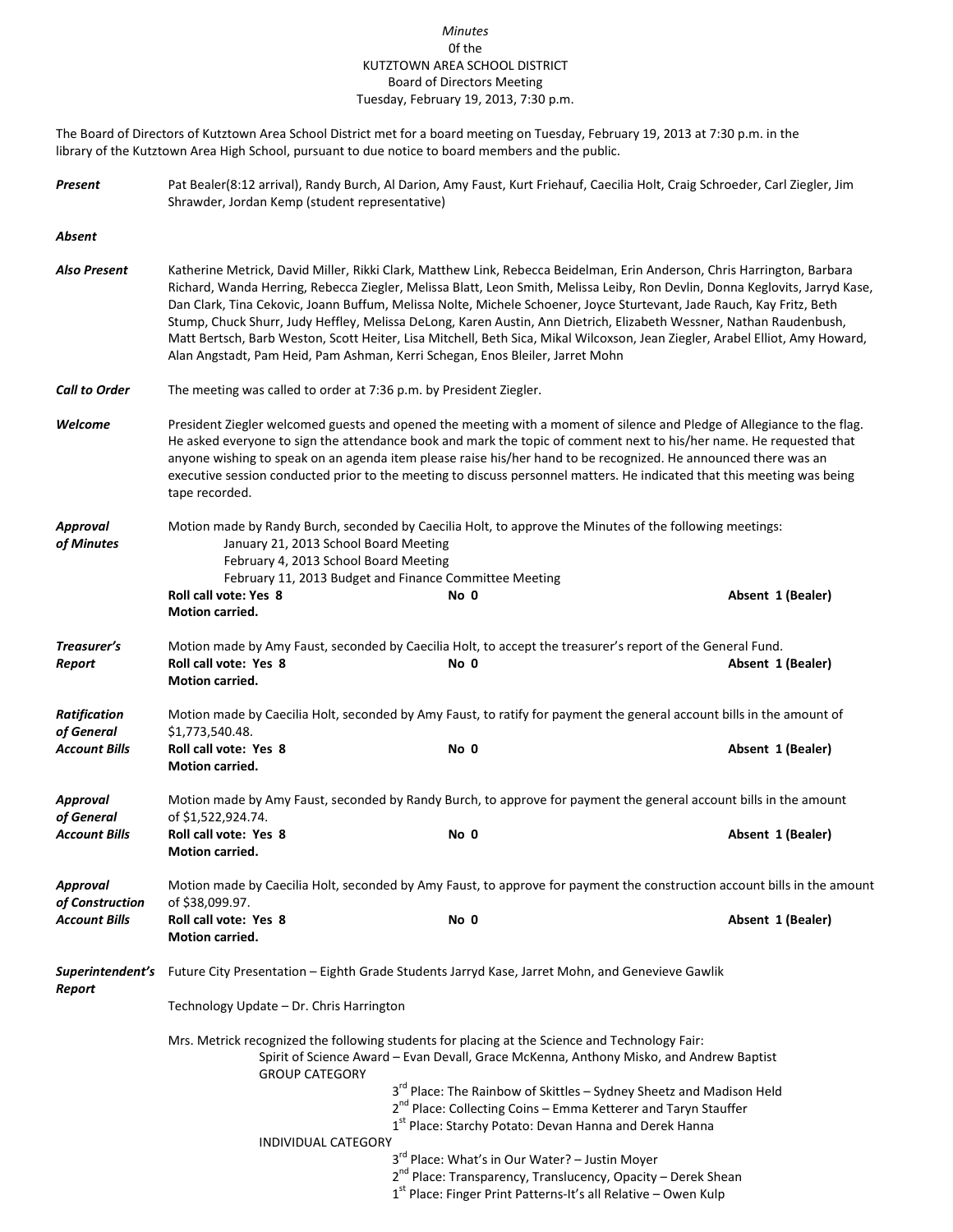*Minutes*
0f the
KUTZTOWN AREA SCHOOL DISTRICT
Board of Directors Meeting
Tuesday, February 19, 2013, 7:30 p.m.

The Board of Directors of Kutztown Area School District met for a board meeting on Tuesday, February 19, 2013 at 7:30 p.m. in the library of the Kutztown Area High School, pursuant to due notice to board members and the public.

***Present*** Pat Bealer(8:12 arrival), Randy Burch, Al Darion, Amy Faust, Kurt Friehauf, Caecilia Holt, Craig Schroeder, Carl Ziegler, Jim Shrawder, Jordan Kemp (student representative)

***Absent***

***Also Present*** Katherine Metrick, David Miller, Rikki Clark, Matthew Link, Rebecca Beidelman, Erin Anderson, Chris Harrington, Barbara Richard, Wanda Herring, Rebecca Ziegler, Melissa Blatt, Leon Smith, Melissa Leiby, Ron Devlin, Donna Keglovits, Jarryd Kase, Dan Clark, Tina Cekovic, Joann Buffum, Melissa Nolte, Michele Schoener, Joyce Sturtevant, Jade Rauch, Kay Fritz, Beth Stump, Chuck Shurr, Judy Heffley, Melissa DeLong, Karen Austin, Ann Dietrich, Elizabeth Wessner, Nathan Raudenbush, Matt Bertsch, Barb Weston, Scott Heiter, Lisa Mitchell, Beth Sica, Mikal Wilcoxson, Jean Ziegler, Arabel Elliot, Amy Howard, Alan Angstadt, Pam Heid, Pam Ashman, Kerri Schegan, Enos Bleiler, Jarret Mohn

***Call to Order*** The meeting was called to order at 7:36 p.m. by President Ziegler.

***Welcome*** President Ziegler welcomed guests and opened the meeting with a moment of silence and Pledge of Allegiance to the flag. He asked everyone to sign the attendance book and mark the topic of comment next to his/her name. He requested that anyone wishing to speak on an agenda item please raise his/her hand to be recognized. He announced there was an executive session conducted prior to the meeting to discuss personnel matters. He indicated that this meeting was being tape recorded.

***Approval of Minutes*** Motion made by Randy Burch, seconded by Caecilia Holt, to approve the Minutes of the following meetings:
January 21, 2013 School Board Meeting
February 4, 2013 School Board Meeting
February 11, 2013 Budget and Finance Committee Meeting
**Roll call vote: Yes 8** **No 0** **Absent 1 (Bealer)**
**Motion carried.**

***Treasurer's Report*** Motion made by Amy Faust, seconded by Caecilia Holt, to accept the treasurer's report of the General Fund.
**Roll call vote: Yes 8** **No 0** **Absent 1 (Bealer)**
**Motion carried.**

***Ratification of General Account Bills*** Motion made by Caecilia Holt, seconded by Amy Faust, to ratify for payment the general account bills in the amount of $1,773,540.48.
**Roll call vote: Yes 8** **No 0** **Absent 1 (Bealer)**
**Motion carried.**

***Approval of General Account Bills*** Motion made by Amy Faust, seconded by Randy Burch, to approve for payment the general account bills in the amount of $1,522,924.74.
**Roll call vote: Yes 8** **No 0** **Absent 1 (Bealer)**
**Motion carried.**

***Approval of Construction Account Bills*** Motion made by Caecilia Holt, seconded by Amy Faust, to approve for payment the construction account bills in the amount of $38,099.97.
**Roll call vote: Yes 8** **No 0** **Absent 1 (Bealer)**
**Motion carried.**

***Superintendent's Report*** Future City Presentation – Eighth Grade Students Jarryd Kase, Jarret Mohn, and Genevieve Gawlik

Technology Update – Dr. Chris Harrington

Mrs. Metrick recognized the following students for placing at the Science and Technology Fair:
Spirit of Science Award – Evan Devall, Grace McKenna, Anthony Misko, and Andrew Baptist
GROUP CATEGORY
3rd Place: The Rainbow of Skittles – Sydney Sheetz and Madison Held
2nd Place: Collecting Coins – Emma Ketterer and Taryn Stauffer
1st Place: Starchy Potato: Devan Hanna and Derek Hanna
INDIVIDUAL CATEGORY
3rd Place: What's in Our Water? – Justin Moyer
2nd Place: Transparency, Translucency, Opacity – Derek Shean
1st Place: Finger Print Patterns-It's all Relative – Owen Kulp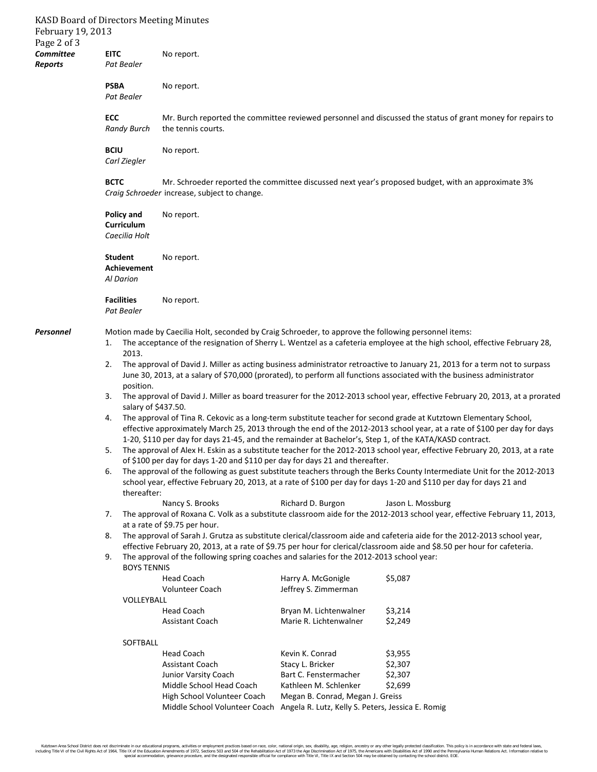***Committee Reports***

**EITC** *Pat Bealer* — No report.

**PSBA** *Pat Bealer* — No report.

**ECC** *Randy Burch* — Mr. Burch reported the committee reviewed personnel and discussed the status of grant money for repairs to the tennis courts.

**BCIU** *Carl Ziegler* — No report.

**BCTC** *Craig Schroeder* — Mr. Schroeder reported the committee discussed next year's proposed budget, with an approximate 3% increase, subject to change.

**Policy and Curriculum** *Caecilia Holt* — No report.

**Student Achievement** *Al Darion* — No report.

**Facilities** *Pat Bealer* — No report.

***Personnel***

Motion made by Caecilia Holt, seconded by Craig Schroeder, to approve the following personnel items:

1. The acceptance of the resignation of Sherry L. Wentzel as a cafeteria employee at the high school, effective February 28, 2013.
2. The approval of David J. Miller as acting business administrator retroactive to January 21, 2013 for a term not to surpass June 30, 2013, at a salary of $70,000 (prorated), to perform all functions associated with the business administrator position.
3. The approval of David J. Miller as board treasurer for the 2012-2013 school year, effective February 20, 2013, at a prorated salary of $437.50.
4. The approval of Tina R. Cekovic as a long-term substitute teacher for second grade at Kutztown Elementary School, effective approximately March 25, 2013 through the end of the 2012-2013 school year, at a rate of $100 per day for days 1-20, $110 per day for days 21-45, and the remainder at Bachelor's, Step 1, of the KATA/KASD contract.
5. The approval of Alex H. Eskin as a substitute teacher for the 2012-2013 school year, effective February 20, 2013, at a rate of $100 per day for days 1-20 and $110 per day for days 21 and thereafter.
6. The approval of the following as guest substitute teachers through the Berks County Intermediate Unit for the 2012-2013 school year, effective February 20, 2013, at a rate of $100 per day for days 1-20 and $110 per day for days 21 and thereafter:

   Nancy S. Brooks — Richard D. Burgon — Jason L. Mossburg

7. The approval of Roxana C. Volk as a substitute classroom aide for the 2012-2013 school year, effective February 11, 2013, at a rate of $9.75 per hour.
8. The approval of Sarah J. Grutza as substitute clerical/classroom aide and cafeteria aide for the 2012-2013 school year, effective February 20, 2013, at a rate of $9.75 per hour for clerical/classroom aide and $8.50 per hour for cafeteria.
9. The approval of the following spring coaches and salaries for the 2012-2013 school year:

| Position | Name | Salary |
|---|---|---|
| **BOYS TENNIS** | | |
| Head Coach | Harry A. McGonigle | $5,087 |
| Volunteer Coach | Jeffrey S. Zimmerman | |
| **VOLLEYBALL** | | |
| Head Coach | Bryan M. Lichtenwalner | $3,214 |
| Assistant Coach | Marie R. Lichtenwalner | $2,249 |
| **SOFTBALL** | | |
| Head Coach | Kevin K. Conrad | $3,955 |
| Assistant Coach | Stacy L. Bricker | $2,307 |
| Junior Varsity Coach | Bart C. Fenstermacher | $2,307 |
| Middle School Head Coach | Kathleen M. Schlenker | $2,699 |
| High School Volunteer Coach | Megan B. Conrad, Megan J. Greiss | |
| Middle School Volunteer Coach | Angela R. Lutz, Kelly S. Peters, Jessica E. Romig | |

Kutztown Area School District does not discriminate in our educational programs, activities or employment practices based on race, color, national origin, sex, disability, age, religion, ancestry or any other legally protected classification. This policy is in accordance with state and federal laws, including Title VI of the Civil Rights Act of 1964, Title IX of the Education Amendments of 1972, Sections 503 and 504 of the Rehabilitation Act of 1973 the Age Discrimination Act of 1975, the Americans with Disabilities Act of 1990 and the Pennsylvania Human Relations Act. Information relative to special accommodation, grievance procedure, and the designated responsible official for compliance with Title VI, Title IX and Section 504 may be obtained by contacting the school district. EOE.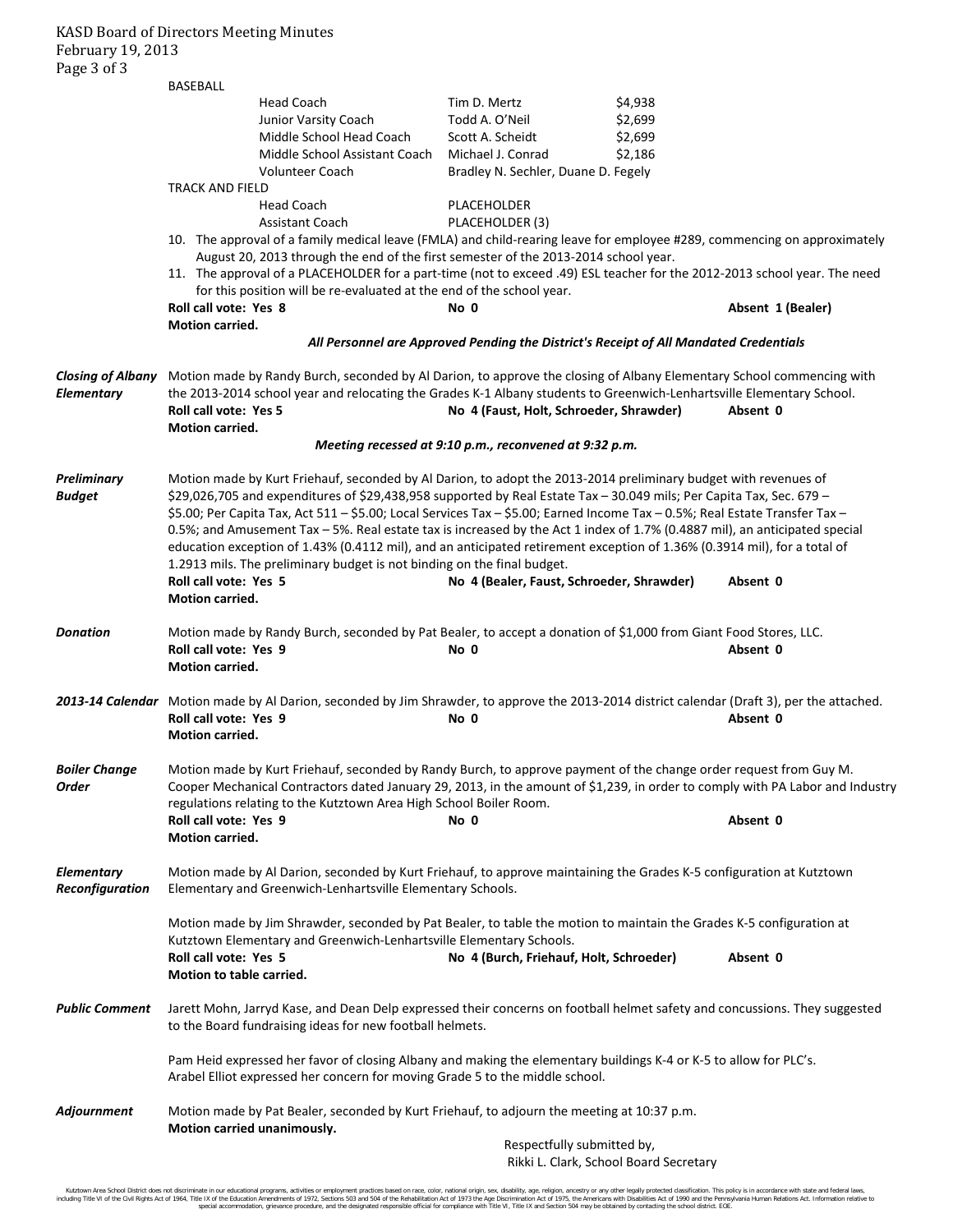BASEBALL

| | | |
|---|---|---|
| Head Coach | Tim D. Mertz | $4,938 |
| Junior Varsity Coach | Todd A. O'Neil | $2,699 |
| Middle School Head Coach | Scott A. Scheidt | $2,699 |
| Middle School Assistant Coach | Michael J. Conrad | $2,186 |
| Volunteer Coach | Bradley N. Sechler, Duane D. Fegely | |

TRACK AND FIELD

| | | |
|---|---|---|
| Head Coach | PLACEHOLDER | |
| Assistant Coach | PLACEHOLDER (3) | |

10. The approval of a family medical leave (FMLA) and child-rearing leave for employee #289, commencing on approximately August 20, 2013 through the end of the first semester of the 2013-2014 school year.
11. The approval of a PLACEHOLDER for a part-time (not to exceed .49) ESL teacher for the 2012-2013 school year. The need for this position will be re-evaluated at the end of the school year.

**Roll call vote: Yes 8** **No 0** **Absent 1 (Bealer)**
**Motion carried.**

***All Personnel are Approved Pending the District's Receipt of All Mandated Credentials***

***Closing of Albany Elementary*** Motion made by Randy Burch, seconded by Al Darion, to approve the closing of Albany Elementary School commencing with the 2013-2014 school year and relocating the Grades K-1 Albany students to Greenwich-Lenhartsville Elementary School.
**Roll call vote: Yes 5** **No 4 (Faust, Holt, Schroeder, Shrawder)** **Absent 0**
**Motion carried.**

***Meeting recessed at 9:10 p.m., reconvened at 9:32 p.m.***

***Preliminary Budget*** Motion made by Kurt Friehauf, seconded by Al Darion, to adopt the 2013-2014 preliminary budget with revenues of $29,026,705 and expenditures of $29,438,958 supported by Real Estate Tax – 30.049 mils; Per Capita Tax, Sec. 679 – $5.00; Per Capita Tax, Act 511 – $5.00; Local Services Tax – $5.00; Earned Income Tax – 0.5%; Real Estate Transfer Tax – 0.5%; and Amusement Tax – 5%. Real estate tax is increased by the Act 1 index of 1.7% (0.4887 mil), an anticipated special education exception of 1.43% (0.4112 mil), and an anticipated retirement exception of 1.36% (0.3914 mil), for a total of 1.2913 mils. The preliminary budget is not binding on the final budget.
**Roll call vote: Yes 5** **No 4 (Bealer, Faust, Schroeder, Shrawder)** **Absent 0**
**Motion carried.**

***Donation*** Motion made by Randy Burch, seconded by Pat Bealer, to accept a donation of $1,000 from Giant Food Stores, LLC.
**Roll call vote: Yes 9** **No 0** **Absent 0**
**Motion carried.**

***2013-14 Calendar*** Motion made by Al Darion, seconded by Jim Shrawder, to approve the 2013-2014 district calendar (Draft 3), per the attached.
**Roll call vote: Yes 9** **No 0** **Absent 0**
**Motion carried.**

***Boiler Change Order*** Motion made by Kurt Friehauf, seconded by Randy Burch, to approve payment of the change order request from Guy M. Cooper Mechanical Contractors dated January 29, 2013, in the amount of $1,239, in order to comply with PA Labor and Industry regulations relating to the Kutztown Area High School Boiler Room.
**Roll call vote: Yes 9** **No 0** **Absent 0**
**Motion carried.**

***Elementary Reconfiguration*** Motion made by Al Darion, seconded by Kurt Friehauf, to approve maintaining the Grades K-5 configuration at Kutztown Elementary and Greenwich-Lenhartsville Elementary Schools.

Motion made by Jim Shrawder, seconded by Pat Bealer, to table the motion to maintain the Grades K-5 configuration at Kutztown Elementary and Greenwich-Lenhartsville Elementary Schools.
**Roll call vote: Yes 5** **No 4 (Burch, Friehauf, Holt, Schroeder)** **Absent 0**
**Motion to table carried.**

***Public Comment*** Jarett Mohn, Jarryd Kase, and Dean Delp expressed their concerns on football helmet safety and concussions. They suggested to the Board fundraising ideas for new football helmets.

Pam Heid expressed her favor of closing Albany and making the elementary buildings K-4 or K-5 to allow for PLC's.
Arabel Elliot expressed her concern for moving Grade 5 to the middle school.

***Adjournment*** Motion made by Pat Bealer, seconded by Kurt Friehauf, to adjourn the meeting at 10:37 p.m.
**Motion carried unanimously.**

Respectfully submitted by,
Rikki L. Clark, School Board Secretary

Kutztown Area School District does not discriminate in our educational programs, activities or employment practices based on race, color, national origin, sex, disability, age, religion, ancestry or any other legally protected classification. This policy is in accordance with state and federal laws, including Title VI of the Civil Rights Act of 1964, Title IX of the Education Amendments of 1972, Sections 503 and 504 of the Rehabilitation Act of 1973 the Age Discrimination Act of 1975, the Americans with Disabilities Act of 1990 and the Pennsylvania Human Relations Act. Information relative to special accommodation, grievance procedure, and the designated responsible official for compliance with Title VI, Title IX and Section 504 may be obtained by contacting the school district. EOE.